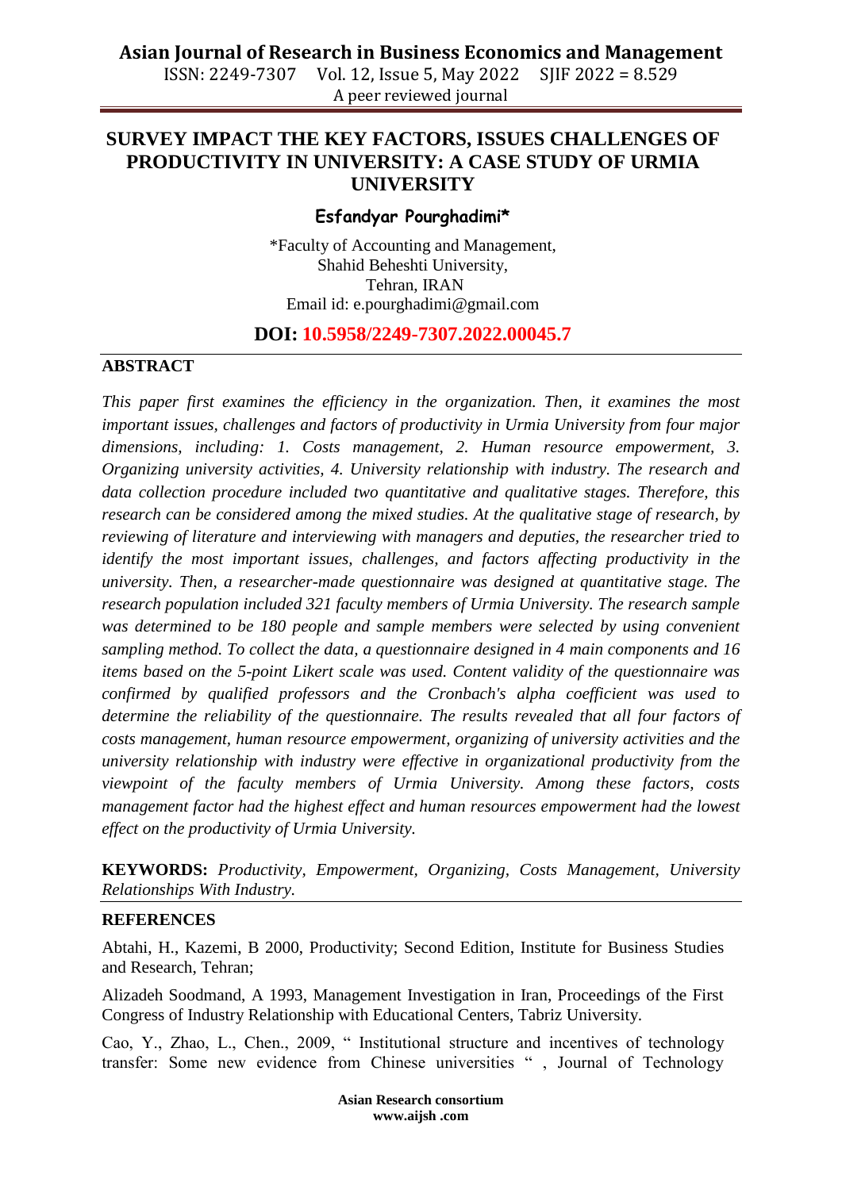# SURVEY IMPACT THE KEY FACTORS, ISSUES CHALLENGES OF PRODUCTIVITY IN UNIVERSITY: A CASE STUDY OF URMIA UNIVERSITY

**Esfandyar Pourghadimi***

*Faculty of Accounting and Management,
Shahid Beheshti University,
Tehran, IRAN
Email id: e.pourghadimi@gmail.com

**DOI: 10.5958/2249-7307.2022.00045.7**

## ABSTRACT

*This paper first examines the efficiency in the organization. Then, it examines the most important issues, challenges and factors of productivity in Urmia University from four major dimensions, including: 1. Costs management, 2. Human resource empowerment, 3. Organizing university activities, 4. University relationship with industry. The research and data collection procedure included two quantitative and qualitative stages. Therefore, this research can be considered among the mixed studies. At the qualitative stage of research, by reviewing of literature and interviewing with managers and deputies, the researcher tried to identify the most important issues, challenges, and factors affecting productivity in the university. Then, a researcher-made questionnaire was designed at quantitative stage. The research population included 321 faculty members of Urmia University. The research sample was determined to be 180 people and sample members were selected by using convenient sampling method. To collect the data, a questionnaire designed in 4 main components and 16 items based on the 5-point Likert scale was used. Content validity of the questionnaire was confirmed by qualified professors and the Cronbach's alpha coefficient was used to determine the reliability of the questionnaire. The results revealed that all four factors of costs management, human resource empowerment, organizing of university activities and the university relationship with industry were effective in organizational productivity from the viewpoint of the faculty members of Urmia University. Among these factors, costs management factor had the highest effect and human resources empowerment had the lowest effect on the productivity of Urmia University.*

**KEYWORDS:** *Productivity, Empowerment, Organizing, Costs Management, University Relationships With Industry.*

## REFERENCES

Abtahi, H., Kazemi, B 2000, Productivity; Second Edition, Institute for Business Studies and Research, Tehran;

Alizadeh Soodmand, A 1993, Management Investigation in Iran, Proceedings of the First Congress of Industry Relationship with Educational Centers, Tabriz University.

Cao, Y., Zhao, L., Chen., 2009, " Institutional structure and incentives of technology transfer: Some new evidence from Chinese universities " , Journal of Technology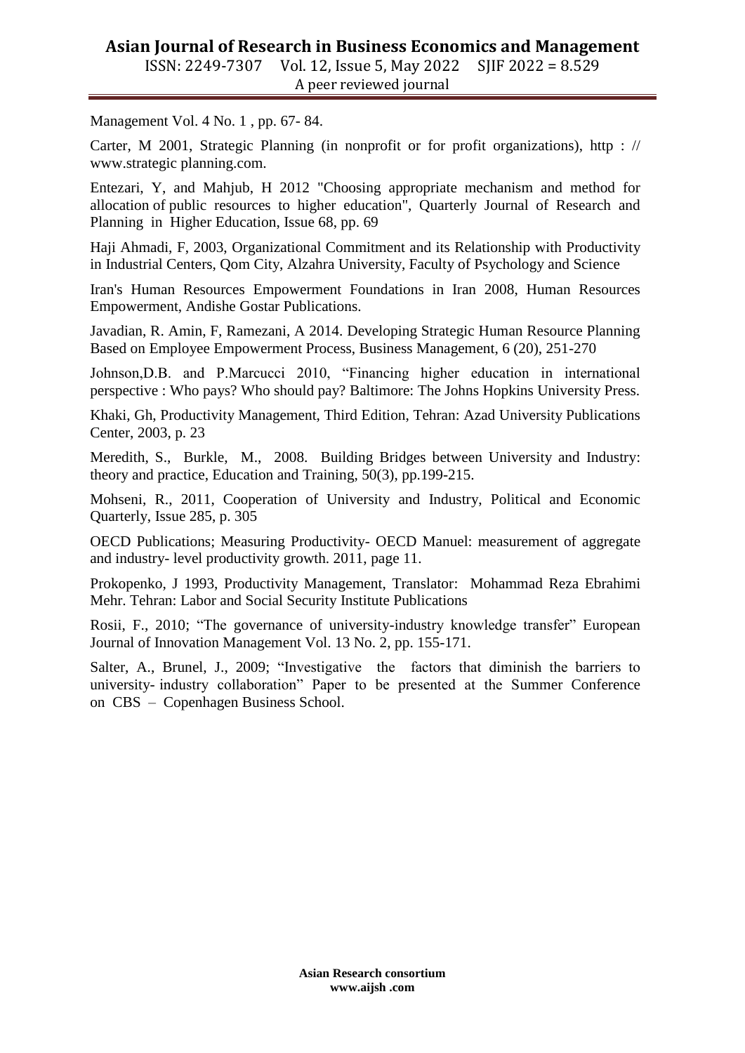Management Vol. 4 No. 1 , pp. 67- 84.

Carter, M 2001, Strategic Planning (in nonprofit or for profit organizations), http : // www.strategic planning.com.

Entezari, Y, and Mahjub, H 2012 "Choosing appropriate mechanism and method for allocation of public resources to higher education", Quarterly Journal of Research and Planning in Higher Education, Issue 68, pp. 69

Haji Ahmadi, F, 2003, Organizational Commitment and its Relationship with Productivity in Industrial Centers, Qom City, Alzahra University, Faculty of Psychology and Science

Iran's Human Resources Empowerment Foundations in Iran 2008, Human Resources Empowerment, Andishe Gostar Publications.

Javadian, R. Amin, F, Ramezani, A 2014. Developing Strategic Human Resource Planning Based on Employee Empowerment Process, Business Management, 6 (20), 251-270

Johnson,D.B. and P.Marcucci 2010, "Financing higher education in international perspective : Who pays? Who should pay? Baltimore: The Johns Hopkins University Press.

Khaki, Gh, Productivity Management, Third Edition, Tehran: Azad University Publications Center, 2003, p. 23

Meredith, S., Burkle, M., 2008. Building Bridges between University and Industry: theory and practice, Education and Training, 50(3), pp.199-215.

Mohseni, R., 2011, Cooperation of University and Industry, Political and Economic Quarterly, Issue 285, p. 305

OECD Publications; Measuring Productivity- OECD Manuel: measurement of aggregate and industry- level productivity growth. 2011, page 11.

Prokopenko, J 1993, Productivity Management, Translator: Mohammad Reza Ebrahimi Mehr. Tehran: Labor and Social Security Institute Publications

Rosii, F., 2010; "The governance of university-industry knowledge transfer" European Journal of Innovation Management Vol. 13 No. 2, pp. 155-171.

Salter, A., Brunel, J., 2009; "Investigative the factors that diminish the barriers to university- industry collaboration" Paper to be presented at the Summer Conference on CBS – Copenhagen Business School.